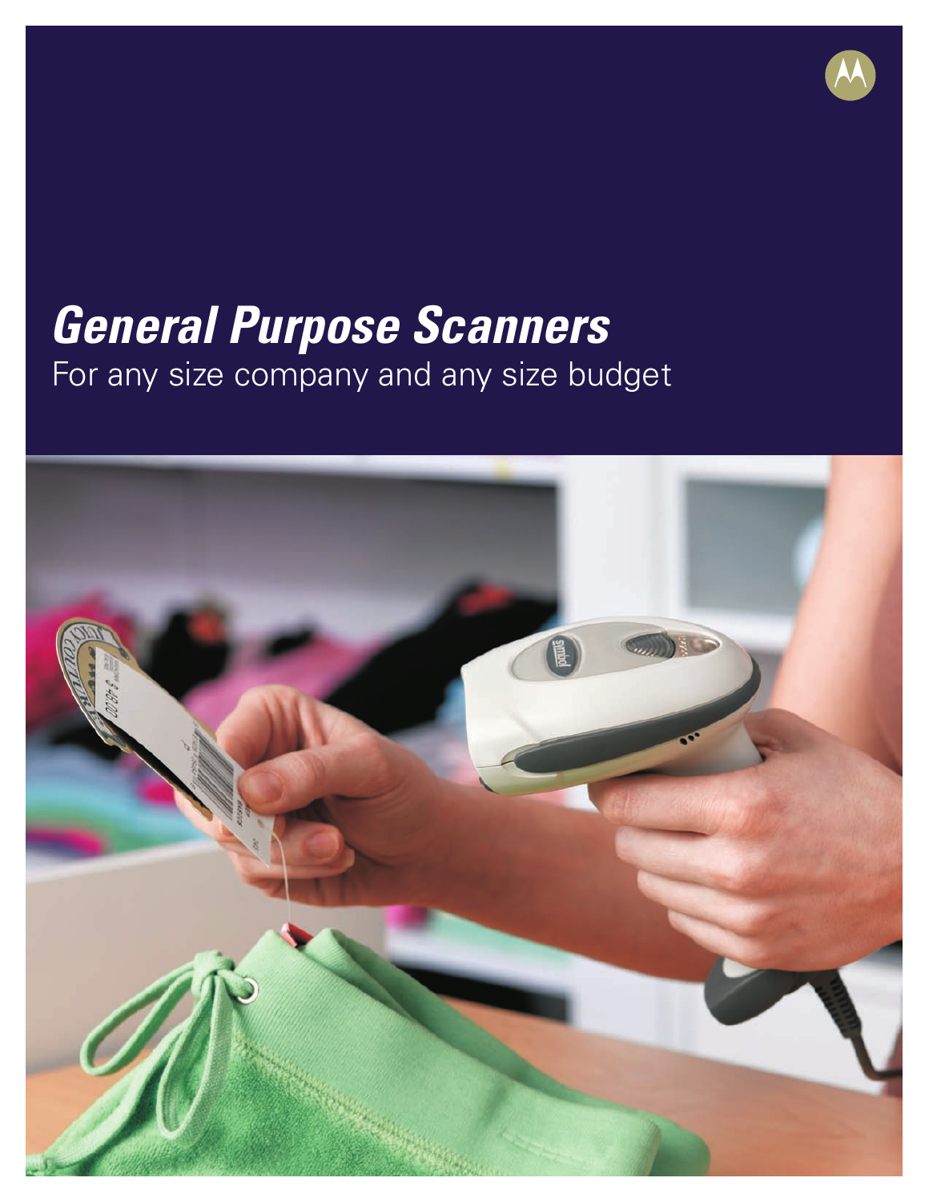# *General Purpose Scanners*

For any size company and any size budget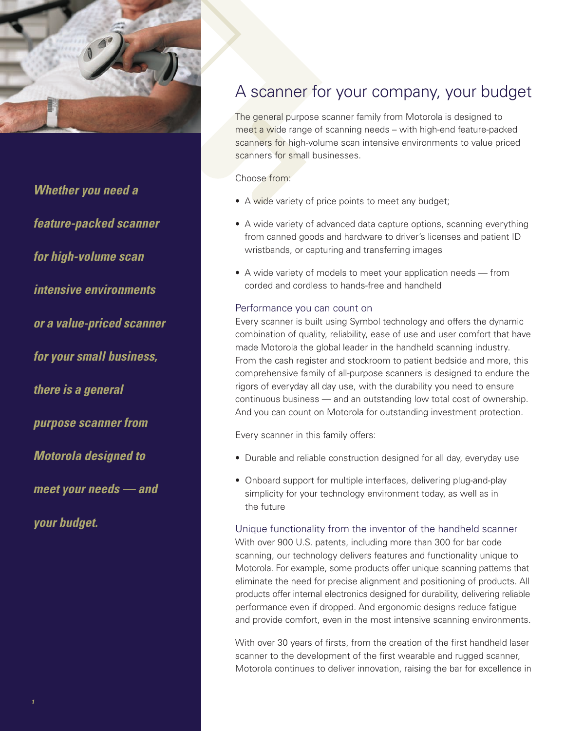*Whether you need a feature-packed scanner for high-volume scan intensive environments or a value-priced scanner for your small business, there is a general purpose scanner from Motorola designed to meet your needs — and your budget.*

# A scanner for your company, your budget

The general purpose scanner family from Motorola is designed to meet a wide range of scanning needs – with high-end feature-packed scanners for high-volume scan intensive environments to value priced scanners for small businesses.

Choose from:

- A wide variety of price points to meet any budget;
- A wide variety of advanced data capture options, scanning everything from canned goods and hardware to driver's licenses and patient ID wristbands, or capturing and transferring images
- A wide variety of models to meet your application needs — from corded and cordless to hands-free and handheld

## Performance you can count on

Every scanner is built using Symbol technology and offers the dynamic combination of quality, reliability, ease of use and user comfort that have made Motorola the global leader in the handheld scanning industry. From the cash register and stockroom to patient bedside and more, this comprehensive family of all-purpose scanners is designed to endure the rigors of everyday all day use, with the durability you need to ensure continuous business — and an outstanding low total cost of ownership. And you can count on Motorola for outstanding investment protection.

Every scanner in this family offers:

- Durable and reliable construction designed for all day, everyday use
- Onboard support for multiple interfaces, delivering plug-and-play simplicity for your technology environment today, as well as in the future

## Unique functionality from the inventor of the handheld scanner

With over 900 U.S. patents, including more than 300 for bar code scanning, our technology delivers features and functionality unique to Motorola. For example, some products offer unique scanning patterns that eliminate the need for precise alignment and positioning of products. All products offer internal electronics designed for durability, delivering reliable performance even if dropped. And ergonomic designs reduce fatigue and provide comfort, even in the most intensive scanning environments.

With over 30 years of firsts, from the creation of the first handheld laser scanner to the development of the first wearable and rugged scanner, Motorola continues to deliver innovation, raising the bar for excellence in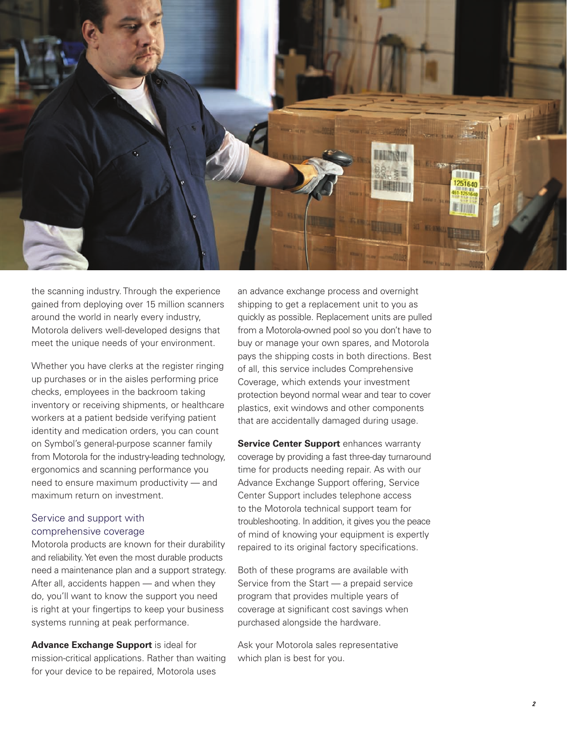the scanning industry. Through the experience gained from deploying over 15 million scanners around the world in nearly every industry, Motorola delivers well-developed designs that meet the unique needs of your environment.

Whether you have clerks at the register ringing up purchases or in the aisles performing price checks, employees in the backroom taking inventory or receiving shipments, or healthcare workers at a patient bedside verifying patient identity and medication orders, you can count on Symbol's general-purpose scanner family from Motorola for the industry-leading technology, ergonomics and scanning performance you need to ensure maximum productivity — and maximum return on investment.

## Service and support with comprehensive coverage

Motorola products are known for their durability and reliability. Yet even the most durable products need a maintenance plan and a support strategy. After all, accidents happen — and when they do, you'll want to know the support you need is right at your fingertips to keep your business systems running at peak performance.

**Advance Exchange Support** is ideal for mission-critical applications. Rather than waiting for your device to be repaired, Motorola uses an advance exchange process and overnight shipping to get a replacement unit to you as quickly as possible. Replacement units are pulled from a Motorola-owned pool so you don't have to buy or manage your own spares, and Motorola pays the shipping costs in both directions. Best of all, this service includes Comprehensive Coverage, which extends your investment protection beyond normal wear and tear to cover plastics, exit windows and other components that are accidentally damaged during usage.

**Service Center Support** enhances warranty coverage by providing a fast three-day turnaround time for products needing repair. As with our Advance Exchange Support offering, Service Center Support includes telephone access to the Motorola technical support team for troubleshooting. In addition, it gives you the peace of mind of knowing your equipment is expertly repaired to its original factory specifications.

Both of these programs are available with Service from the Start — a prepaid service program that provides multiple years of coverage at significant cost savings when purchased alongside the hardware.

Ask your Motorola sales representative which plan is best for you.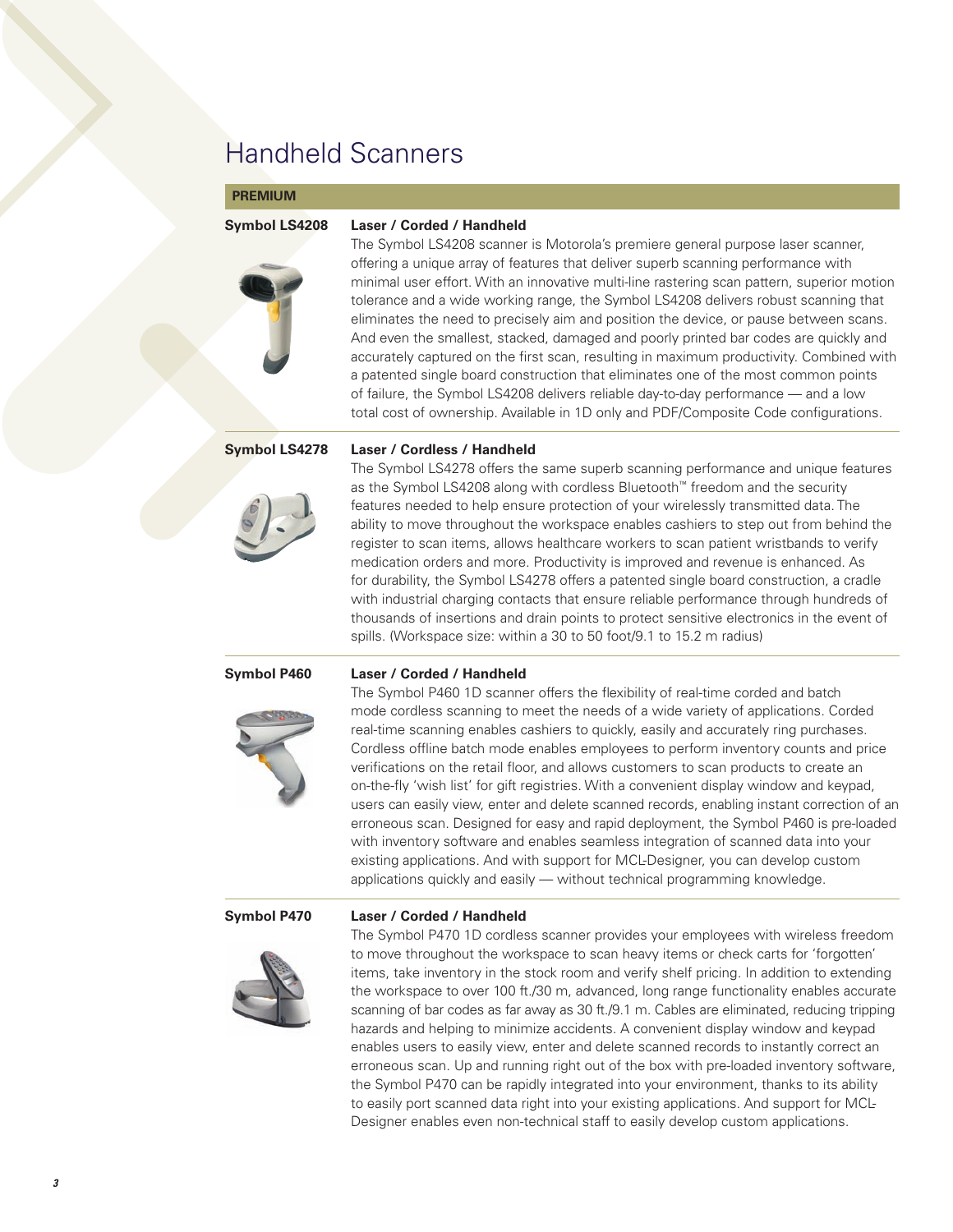# Handheld Scanners

## PREMIUM

**Symbol LS4208**

**Laser / Corded / Handheld**

The Symbol LS4208 scanner is Motorola's premiere general purpose laser scanner, offering a unique array of features that deliver superb scanning performance with minimal user effort. With an innovative multi-line rastering scan pattern, superior motion tolerance and a wide working range, the Symbol LS4208 delivers robust scanning that eliminates the need to precisely aim and position the device, or pause between scans. And even the smallest, stacked, damaged and poorly printed bar codes are quickly and accurately captured on the first scan, resulting in maximum productivity. Combined with a patented single board construction that eliminates one of the most common points of failure, the Symbol LS4208 delivers reliable day-to-day performance — and a low total cost of ownership. Available in 1D only and PDF/Composite Code configurations.

**Symbol LS4278**

**Laser / Cordless / Handheld**

The Symbol LS4278 offers the same superb scanning performance and unique features as the Symbol LS4208 along with cordless Bluetooth™ freedom and the security features needed to help ensure protection of your wirelessly transmitted data. The ability to move throughout the workspace enables cashiers to step out from behind the register to scan items, allows healthcare workers to scan patient wristbands to verify medication orders and more. Productivity is improved and revenue is enhanced. As for durability, the Symbol LS4278 offers a patented single board construction, a cradle with industrial charging contacts that ensure reliable performance through hundreds of thousands of insertions and drain points to protect sensitive electronics in the event of spills. (Workspace size: within a 30 to 50 foot/9.1 to 15.2 m radius)

**Symbol P460**

**Laser / Corded / Handheld**

The Symbol P460 1D scanner offers the flexibility of real-time corded and batch mode cordless scanning to meet the needs of a wide variety of applications. Corded real-time scanning enables cashiers to quickly, easily and accurately ring purchases. Cordless offline batch mode enables employees to perform inventory counts and price verifications on the retail floor, and allows customers to scan products to create an on-the-fly 'wish list' for gift registries. With a convenient display window and keypad, users can easily view, enter and delete scanned records, enabling instant correction of an erroneous scan. Designed for easy and rapid deployment, the Symbol P460 is pre-loaded with inventory software and enables seamless integration of scanned data into your existing applications. And with support for MCL-Designer, you can develop custom applications quickly and easily — without technical programming knowledge.

**Symbol P470**

**Laser / Corded / Handheld**

The Symbol P470 1D cordless scanner provides your employees with wireless freedom to move throughout the workspace to scan heavy items or check carts for 'forgotten' items, take inventory in the stock room and verify shelf pricing. In addition to extending the workspace to over 100 ft./30 m, advanced, long range functionality enables accurate scanning of bar codes as far away as 30 ft./9.1 m. Cables are eliminated, reducing tripping hazards and helping to minimize accidents. A convenient display window and keypad enables users to easily view, enter and delete scanned records to instantly correct an erroneous scan. Up and running right out of the box with pre-loaded inventory software, the Symbol P470 can be rapidly integrated into your environment, thanks to its ability to easily port scanned data right into your existing applications. And support for MCL-Designer enables even non-technical staff to easily develop custom applications.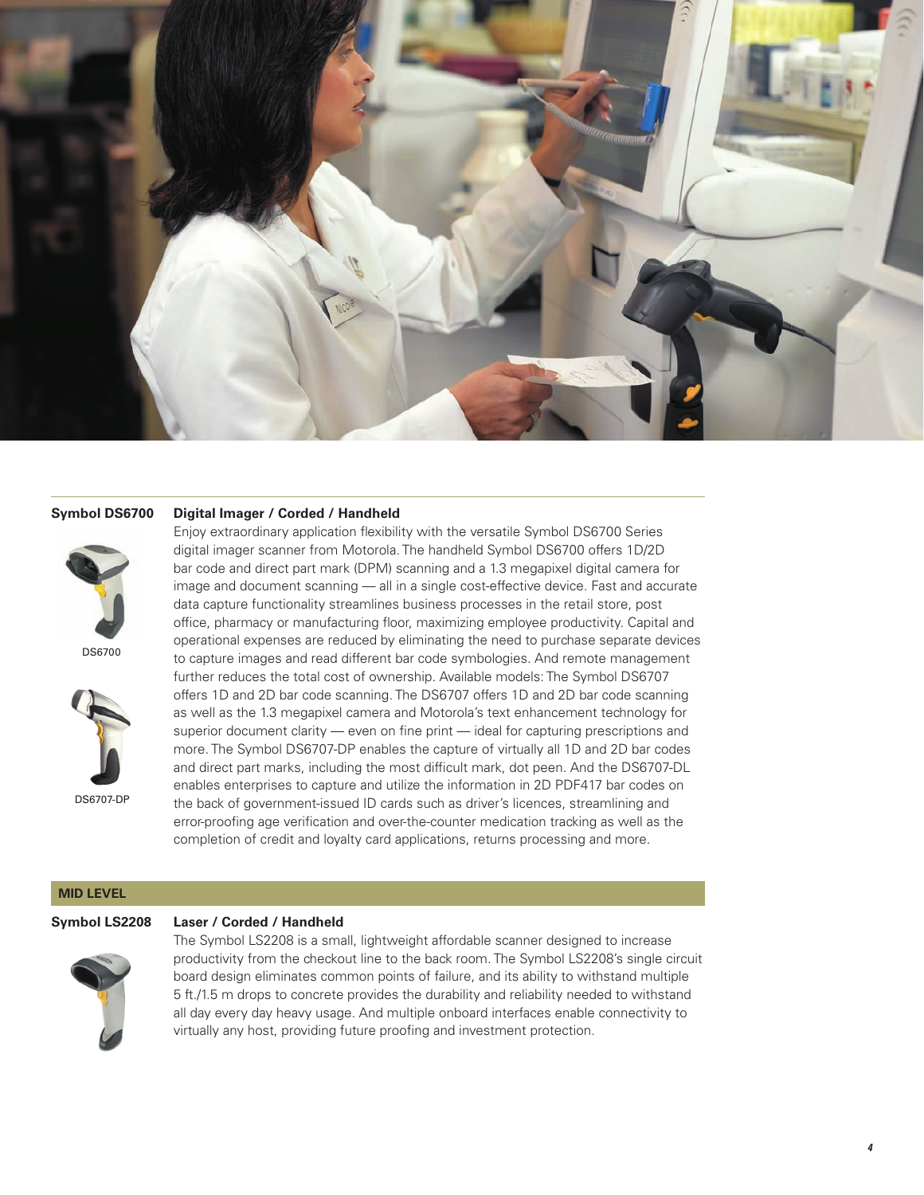## Symbol DS6700

**Digital Imager / Corded / Handheld**

DS6700

DS6707-DP

Enjoy extraordinary application flexibility with the versatile Symbol DS6700 Series digital imager scanner from Motorola. The handheld Symbol DS6700 offers 1D/2D bar code and direct part mark (DPM) scanning and a 1.3 megapixel digital camera for image and document scanning — all in a single cost-effective device. Fast and accurate data capture functionality streamlines business processes in the retail store, post office, pharmacy or manufacturing floor, maximizing employee productivity. Capital and operational expenses are reduced by eliminating the need to purchase separate devices to capture images and read different bar code symbologies. And remote management further reduces the total cost of ownership. Available models: The Symbol DS6707 offers 1D and 2D bar code scanning. The DS6707 offers 1D and 2D bar code scanning as well as the 1.3 megapixel camera and Motorola's text enhancement technology for superior document clarity — even on fine print — ideal for capturing prescriptions and more. The Symbol DS6707-DP enables the capture of virtually all 1D and 2D bar codes and direct part marks, including the most difficult mark, dot peen. And the DS6707-DL enables enterprises to capture and utilize the information in 2D PDF417 bar codes on the back of government-issued ID cards such as driver's licences, streamlining and error-proofing age verification and over-the-counter medication tracking as well as the completion of credit and loyalty card applications, returns processing and more.

# MID LEVEL

## Symbol LS2208

**Laser / Corded / Handheld**

The Symbol LS2208 is a small, lightweight affordable scanner designed to increase productivity from the checkout line to the back room. The Symbol LS2208's single circuit board design eliminates common points of failure, and its ability to withstand multiple 5 ft./1.5 m drops to concrete provides the durability and reliability needed to withstand all day every day heavy usage. And multiple onboard interfaces enable connectivity to virtually any host, providing future proofing and investment protection.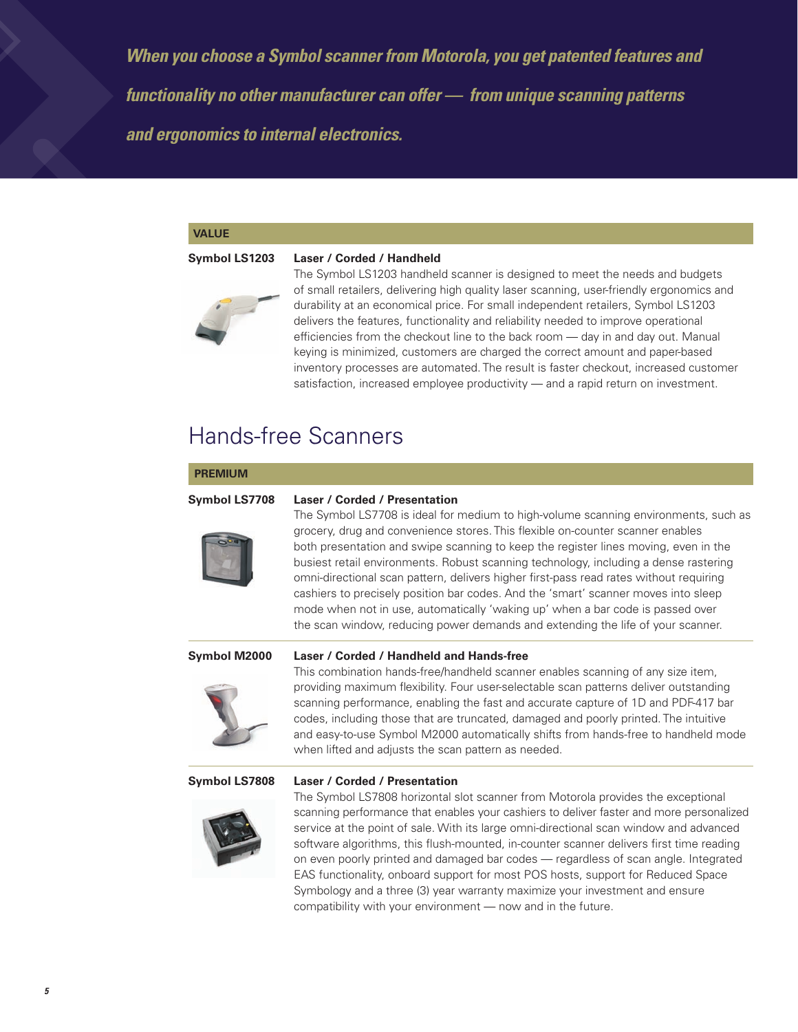***When you choose a Symbol scanner from Motorola, you get patented features and functionality no other manufacturer can offer — from unique scanning patterns and ergonomics to internal electronics.***

**VALUE**

**Symbol LS1203**

**Laser / Corded / Handheld**

The Symbol LS1203 handheld scanner is designed to meet the needs and budgets of small retailers, delivering high quality laser scanning, user-friendly ergonomics and durability at an economical price. For small independent retailers, Symbol LS1203 delivers the features, functionality and reliability needed to improve operational efficiencies from the checkout line to the back room — day in and day out. Manual keying is minimized, customers are charged the correct amount and paper-based inventory processes are automated. The result is faster checkout, increased customer satisfaction, increased employee productivity — and a rapid return on investment.

## Hands-free Scanners

**PREMIUM**

**Symbol LS7708**

**Laser / Corded / Presentation**

The Symbol LS7708 is ideal for medium to high-volume scanning environments, such as grocery, drug and convenience stores. This flexible on-counter scanner enables both presentation and swipe scanning to keep the register lines moving, even in the busiest retail environments. Robust scanning technology, including a dense rastering omni-directional scan pattern, delivers higher first-pass read rates without requiring cashiers to precisely position bar codes. And the 'smart' scanner moves into sleep mode when not in use, automatically 'waking up' when a bar code is passed over the scan window, reducing power demands and extending the life of your scanner.

**Symbol M2000**

**Laser / Corded / Handheld and Hands-free**

This combination hands-free/handheld scanner enables scanning of any size item, providing maximum flexibility. Four user-selectable scan patterns deliver outstanding scanning performance, enabling the fast and accurate capture of 1D and PDF-417 bar codes, including those that are truncated, damaged and poorly printed. The intuitive and easy-to-use Symbol M2000 automatically shifts from hands-free to handheld mode when lifted and adjusts the scan pattern as needed.

**Symbol LS7808**

**Laser / Corded / Presentation**

The Symbol LS7808 horizontal slot scanner from Motorola provides the exceptional scanning performance that enables your cashiers to deliver faster and more personalized service at the point of sale. With its large omni-directional scan window and advanced software algorithms, this flush-mounted, in-counter scanner delivers first time reading on even poorly printed and damaged bar codes — regardless of scan angle. Integrated EAS functionality, onboard support for most POS hosts, support for Reduced Space Symbology and a three (3) year warranty maximize your investment and ensure compatibility with your environment — now and in the future.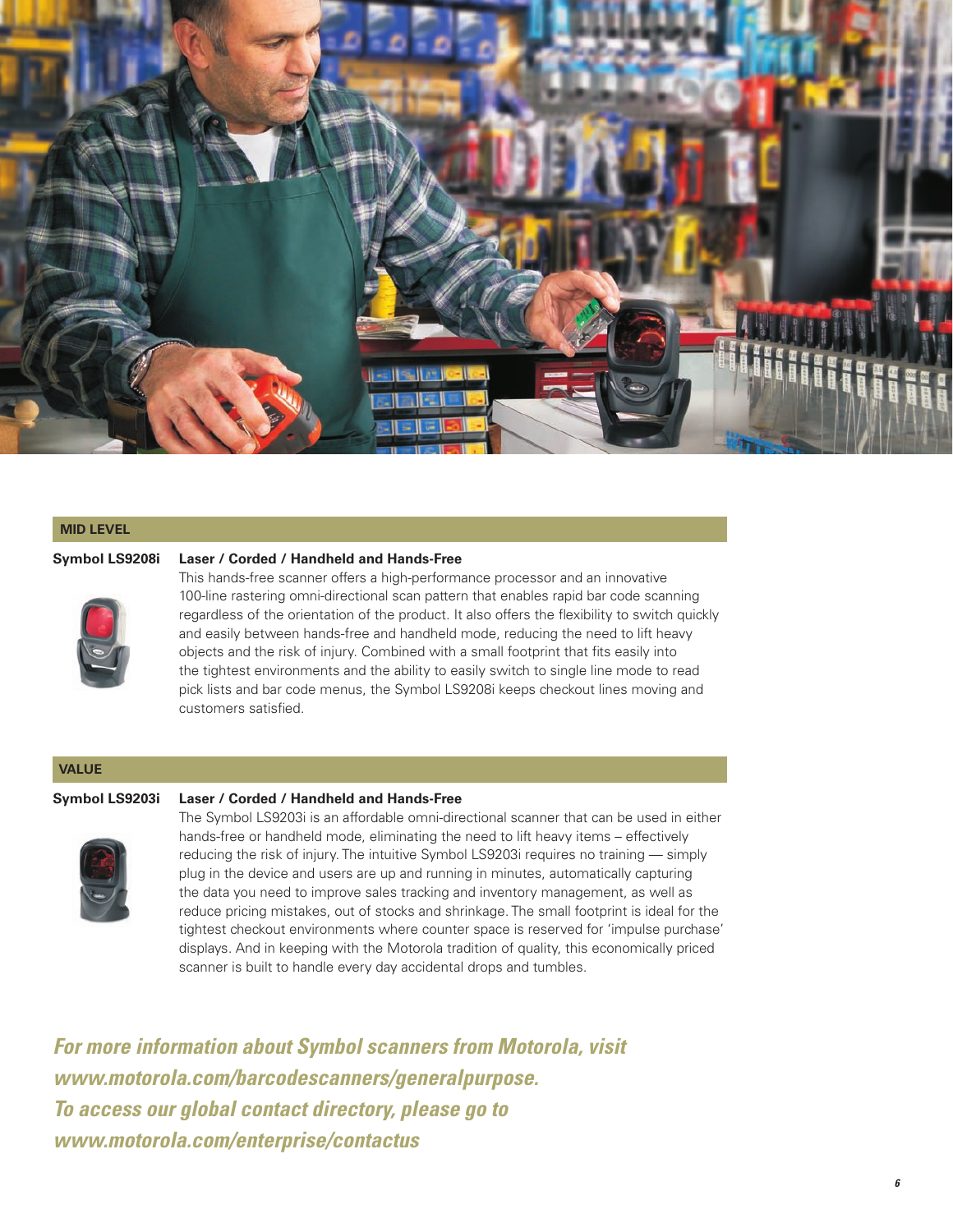## MID LEVEL

**Symbol LS9208i** **Laser / Corded / Handheld and Hands-Free**

This hands-free scanner offers a high-performance processor and an innovative 100-line rastering omni-directional scan pattern that enables rapid bar code scanning regardless of the orientation of the product. It also offers the flexibility to switch quickly and easily between hands-free and handheld mode, reducing the need to lift heavy objects and the risk of injury. Combined with a small footprint that fits easily into the tightest environments and the ability to easily switch to single line mode to read pick lists and bar code menus, the Symbol LS9208i keeps checkout lines moving and customers satisfied.

## VALUE

**Symbol LS9203i** **Laser / Corded / Handheld and Hands-Free**

The Symbol LS9203i is an affordable omni-directional scanner that can be used in either hands-free or handheld mode, eliminating the need to lift heavy items – effectively reducing the risk of injury. The intuitive Symbol LS9203i requires no training — simply plug in the device and users are up and running in minutes, automatically capturing the data you need to improve sales tracking and inventory management, as well as reduce pricing mistakes, out of stocks and shrinkage. The small footprint is ideal for the tightest checkout environments where counter space is reserved for 'impulse purchase' displays. And in keeping with the Motorola tradition of quality, this economically priced scanner is built to handle every day accidental drops and tumbles.

***For more information about Symbol scanners from Motorola, visit www.motorola.com/barcodescanners/generalpurpose.***
***To access our global contact directory, please go to www.motorola.com/enterprise/contactus***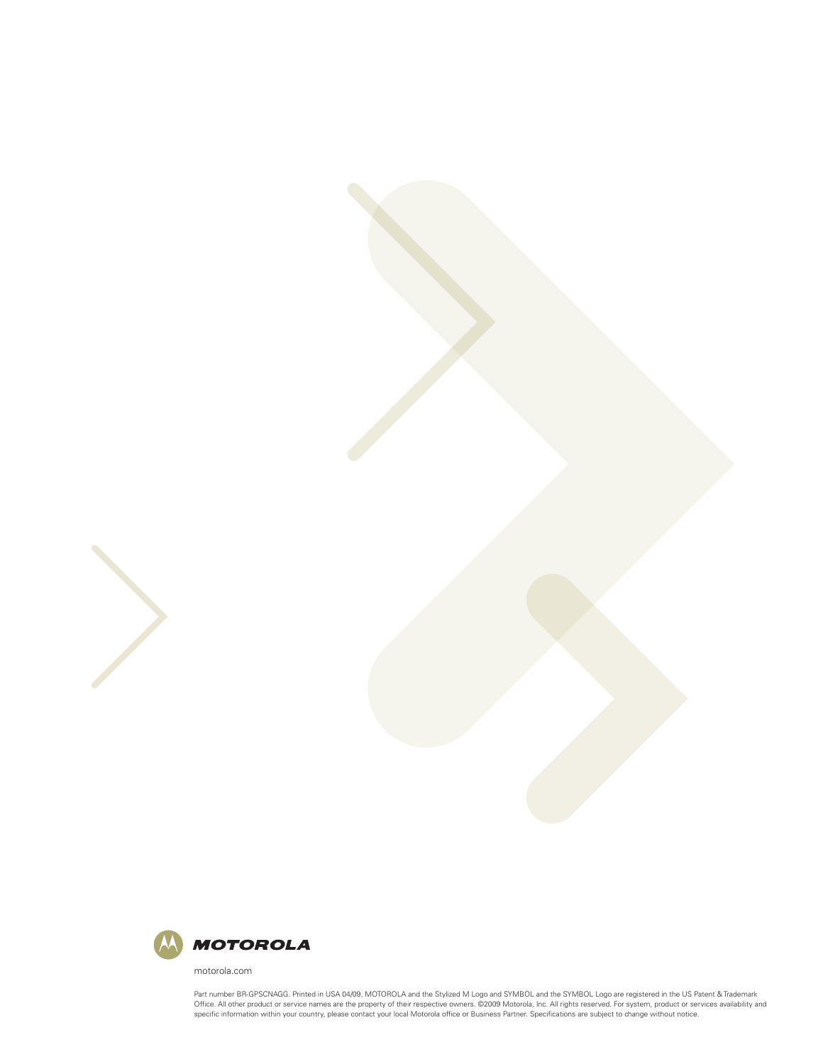**MOTOROLA**

motorola.com

Part number BR-GPSCNAGG. Printed in USA 04/09. MOTOROLA and the Stylized M Logo and SYMBOL and the SYMBOL Logo are registered in the US Patent & Trademark Office. All other product or service names are the property of their respective owners. ©2009 Motorola, Inc. All rights reserved. For system, product or services availability and specific information within your country, please contact your local Motorola office or Business Partner. Specifications are subject to change without notice.